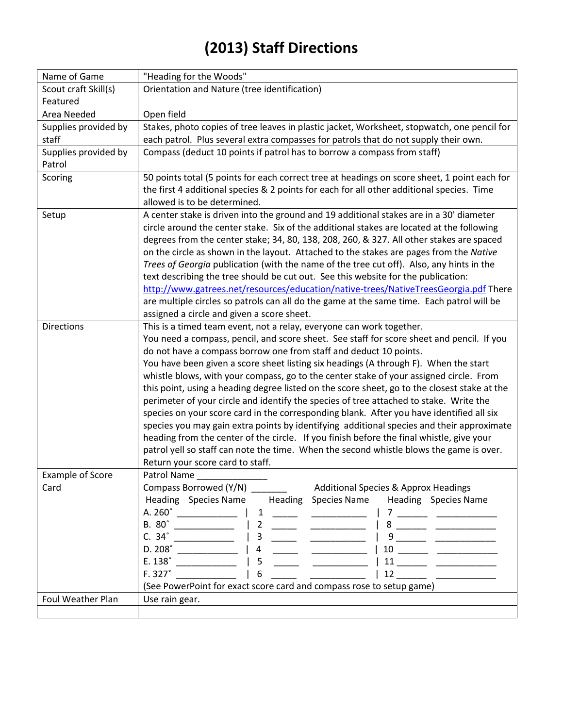# (2013) Staff Directions

| | |
|---|---|
| Name of Game | "Heading for the Woods" |
| Scout craft Skill(s) Featured | Orientation and Nature (tree identification) |
| Area Needed | Open field |
| Supplies provided by staff | Stakes, photo copies of tree leaves in plastic jacket, Worksheet, stopwatch, one pencil for each patrol. Plus several extra compasses for patrols that do not supply their own. |
| Supplies provided by Patrol | Compass (deduct 10 points if patrol has to borrow a compass from staff) |
| Scoring | 50 points total (5 points for each correct tree at headings on score sheet, 1 point each for the first 4 additional species & 2 points for each for all other additional species. Time allowed is to be determined. |
| Setup | A center stake is driven into the ground and 19 additional stakes are in a 30' diameter circle around the center stake. Six of the additional stakes are located at the following degrees from the center stake; 34, 80, 138, 208, 260, & 327. All other stakes are spaced on the circle as shown in the layout. Attached to the stakes are pages from the *Native Trees of Georgia* publication (with the name of the tree cut off). Also, any hints in the text describing the tree should be cut out. See this website for the publication: http://www.gatrees.net/resources/education/native-trees/NativeTreesGeorgia.pdf There are multiple circles so patrols can all do the game at the same time. Each patrol will be assigned a circle and given a score sheet. |
| Directions | This is a timed team event, not a relay, everyone can work together. You need a compass, pencil, and score sheet. See staff for score sheet and pencil. If you do not have a compass borrow one from staff and deduct 10 points. You have been given a score sheet listing six headings (A through F). When the start whistle blows, with your compass, go to the center stake of your assigned circle. From this point, using a heading degree listed on the score sheet, go to the closest stake at the perimeter of your circle and identify the species of tree attached to stake. Write the species on your score card in the corresponding blank. After you have identified all six species you may gain extra points by identifying additional species and their approximate heading from the center of the circle. If you finish before the final whistle, give your patrol yell so staff can note the time. When the second whistle blows the game is over. Return your score card to staff. |
| Example of Score Card | Patrol Name ______________<br>Compass Borrowed (Y/N) _______ Additional Species & Approx Headings<br>Heading Species Name \| Heading Species Name \| Heading Species Name<br>A. 260˚ ____________ \| 1 _____ ___________ \| 7 ______ ____________<br>B. 80˚ ____________ \| 2 _____ ___________ \| 8 ______ ____________<br>C. 34˚ ____________ \| 3 _____ ___________ \| 9 ______ ____________<br>D. 208˚ ____________ \| 4 _____ ___________ \| 10 ______ ____________<br>E. 138˚ ____________ \| 5 _____ ___________ \| 11 ______ ____________<br>F. 327˚ ____________ \| 6 _____ ___________ \| 12 ______ ____________<br>(See PowerPoint for exact score card and compass rose to setup game) |
| Foul Weather Plan | Use rain gear. |
| | |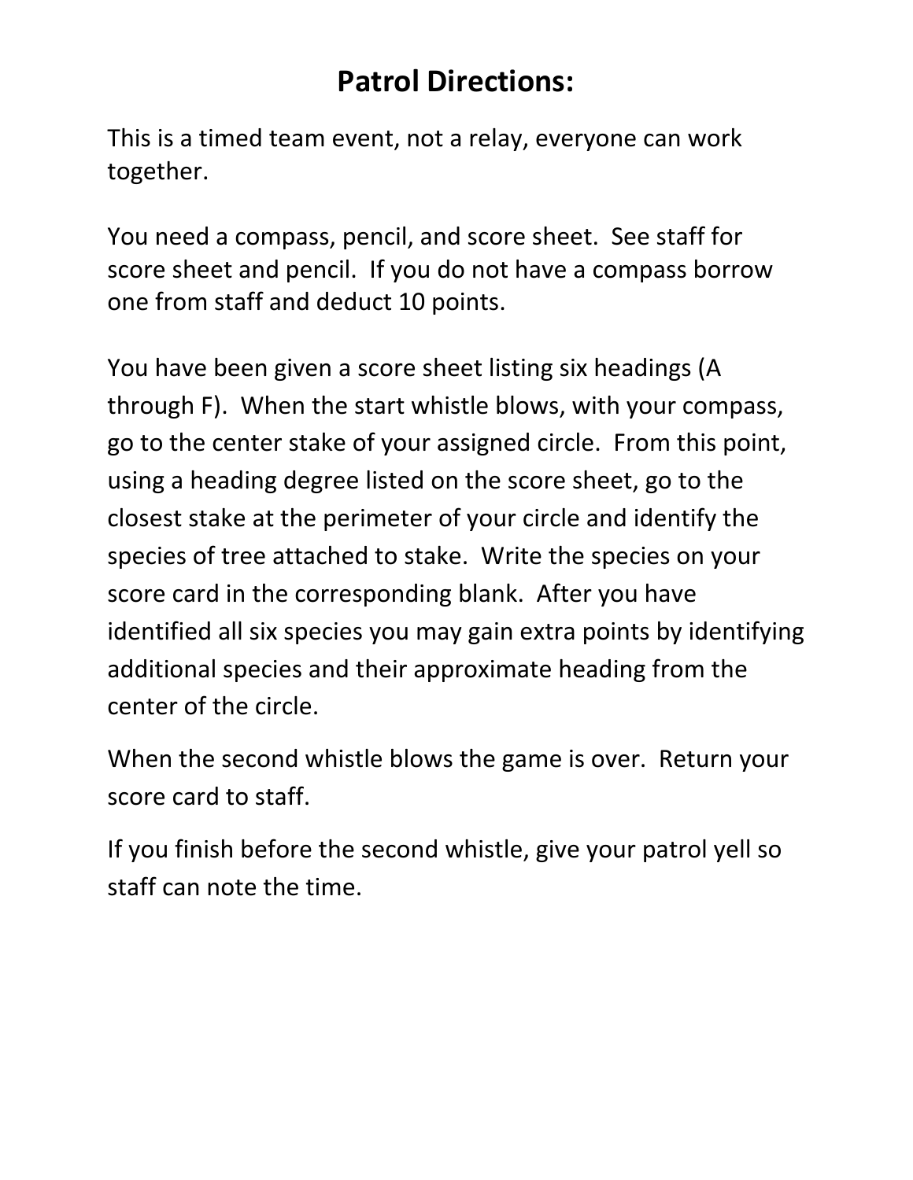# Patrol Directions:

This is a timed team event, not a relay, everyone can work together.

You need a compass, pencil, and score sheet. See staff for score sheet and pencil. If you do not have a compass borrow one from staff and deduct 10 points.

You have been given a score sheet listing six headings (A through F). When the start whistle blows, with your compass, go to the center stake of your assigned circle. From this point, using a heading degree listed on the score sheet, go to the closest stake at the perimeter of your circle and identify the species of tree attached to stake. Write the species on your score card in the corresponding blank. After you have identified all six species you may gain extra points by identifying additional species and their approximate heading from the center of the circle.

When the second whistle blows the game is over. Return your score card to staff.

If you finish before the second whistle, give your patrol yell so staff can note the time.